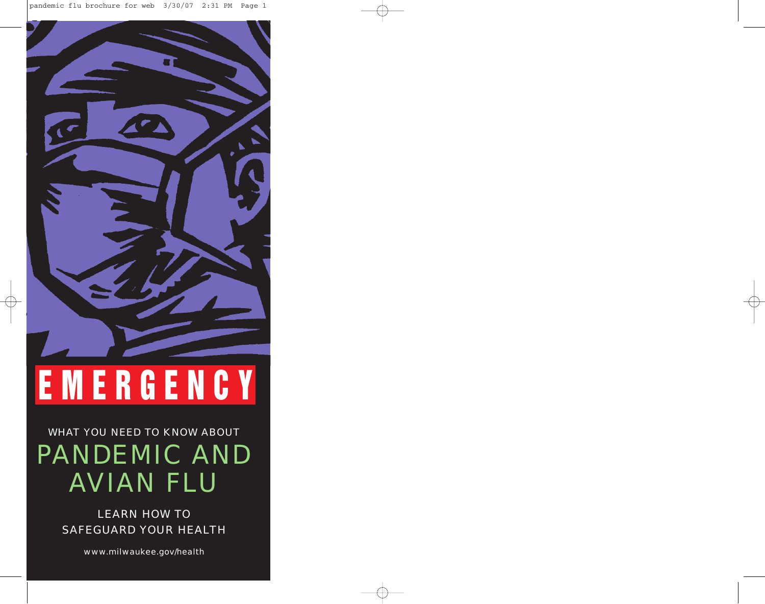# EMERGENCY

WHAT YOU NEED TO KNOW ABOUT

## PANDEMIC AND AVIAN FLU

LEARN HOW TO SAFEGUARD YOUR HEALTH

www.milwaukee.gov/health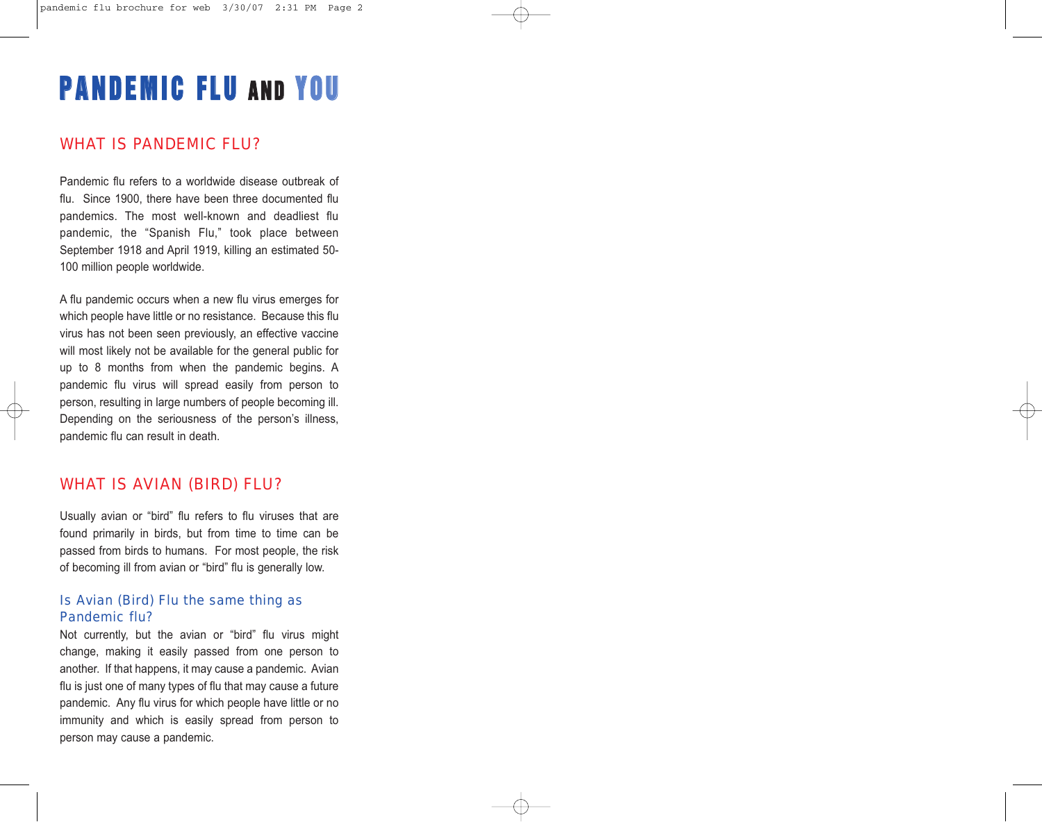# PANDEMIC FLU AND YOU

## WHAT IS PANDEMIC FLU?

Pandemic flu refers to a worldwide disease outbreak of flu. Since 1900, there have been three documented flu pandemics. The most well-known and deadliest flu pandemic, the "Spanish Flu," took place between September 1918 and April 1919, killing an estimated 50-100 million people worldwide.

A flu pandemic occurs when a new flu virus emerges for which people have little or no resistance. Because this flu virus has not been seen previously, an effective vaccine will most likely not be available for the general public for up to 8 months from when the pandemic begins. A pandemic flu virus will spread easily from person to person, resulting in large numbers of people becoming ill. Depending on the seriousness of the person's illness, pandemic flu can result in death.

## WHAT IS AVIAN (BIRD) FLU?

Usually avian or "bird" flu refers to flu viruses that are found primarily in birds, but from time to time can be passed from birds to humans. For most people, the risk of becoming ill from avian or "bird" flu is generally low.

### Is Avian (Bird) Flu the same thing as Pandemic flu?

Not currently, but the avian or "bird" flu virus might change, making it easily passed from one person to another. If that happens, it may cause a pandemic. Avian flu is just one of many types of flu that may cause a future pandemic. Any flu virus for which people have little or no immunity and which is easily spread from person to person may cause a pandemic.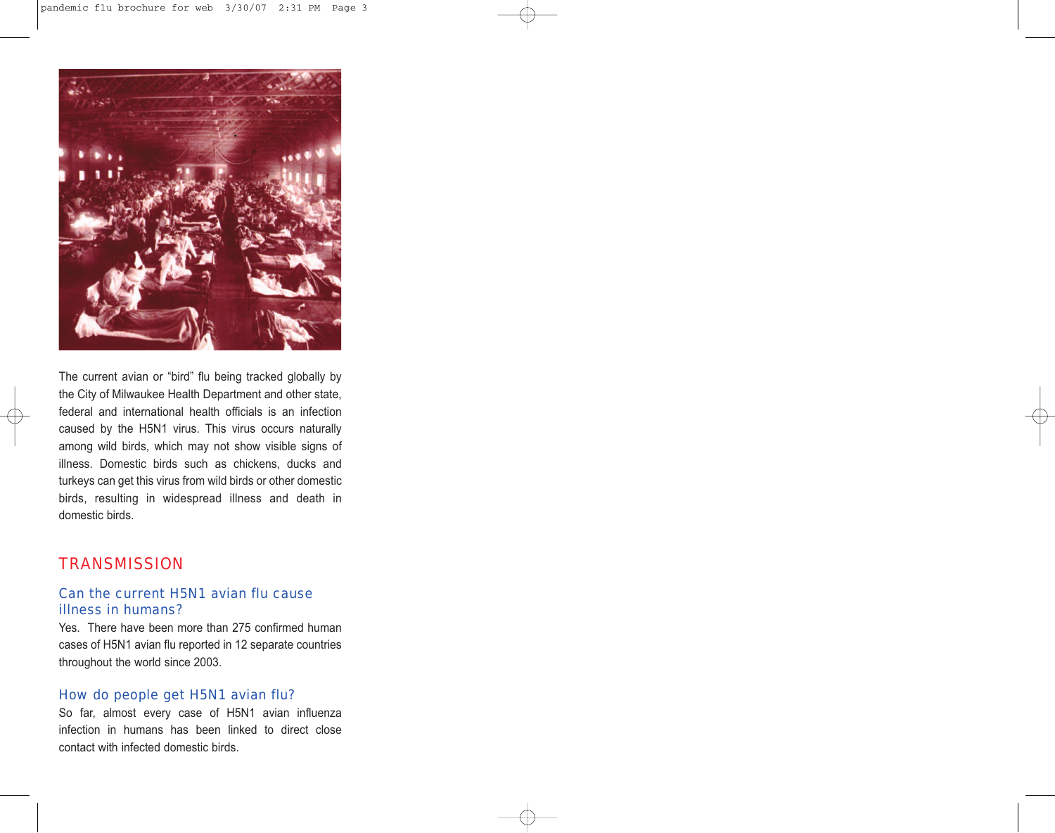The current avian or "bird" flu being tracked globally by the City of Milwaukee Health Department and other state, federal and international health officials is an infection caused by the H5N1 virus. This virus occurs naturally among wild birds, which may not show visible signs of illness. Domestic birds such as chickens, ducks and turkeys can get this virus from wild birds or other domestic birds, resulting in widespread illness and death in domestic birds.

## TRANSMISSION

### Can the current H5N1 avian flu cause illness in humans?

Yes. There have been more than 275 confirmed human cases of H5N1 avian flu reported in 12 separate countries throughout the world since 2003.

### How do people get H5N1 avian flu?

So far, almost every case of H5N1 avian influenza infection in humans has been linked to direct close contact with infected domestic birds.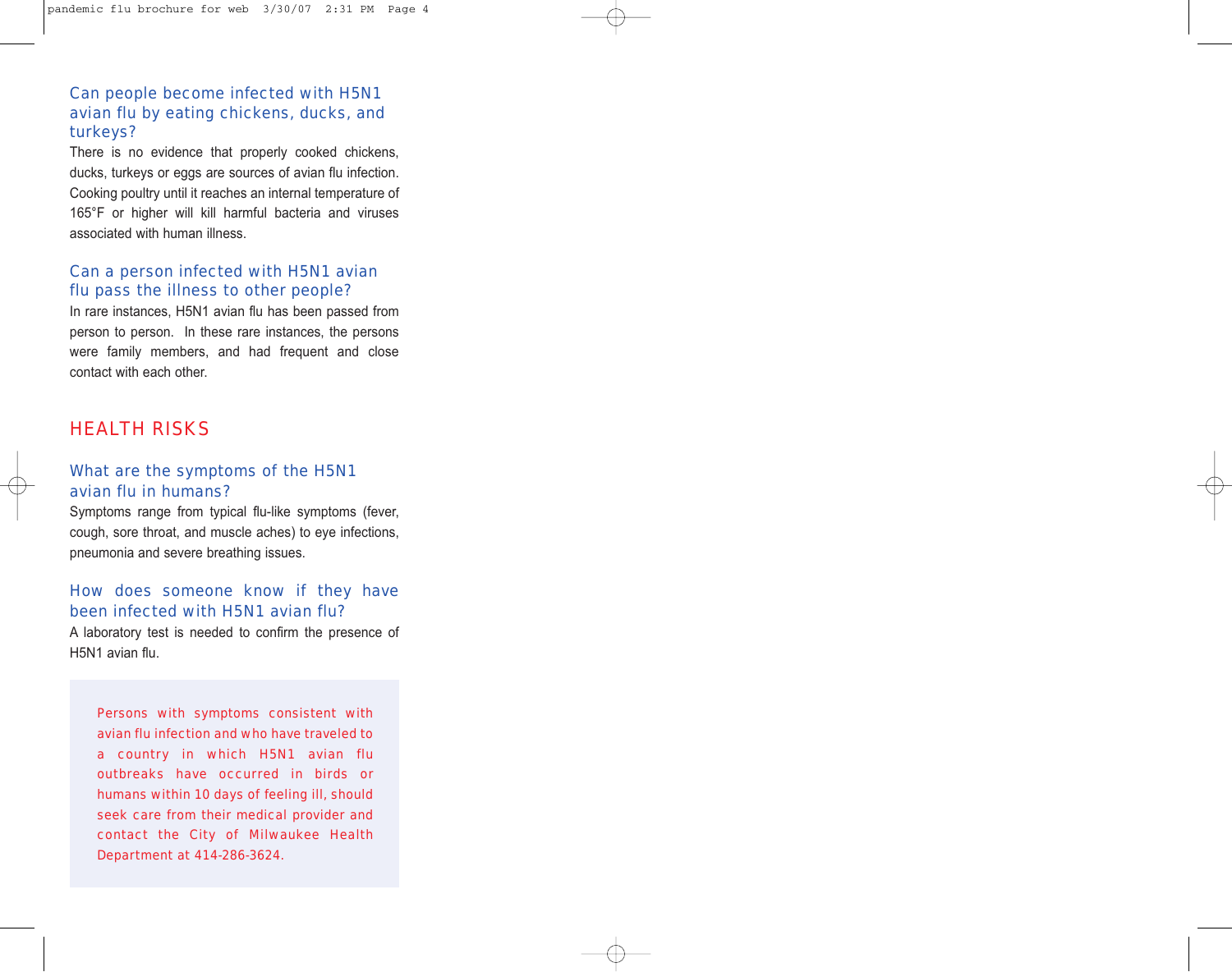### Can people become infected with H5N1 avian flu by eating chickens, ducks, and turkeys?

There is no evidence that properly cooked chickens, ducks, turkeys or eggs are sources of avian flu infection. Cooking poultry until it reaches an internal temperature of 165°F or higher will kill harmful bacteria and viruses associated with human illness.

### Can a person infected with H5N1 avian flu pass the illness to other people?

In rare instances, H5N1 avian flu has been passed from person to person. In these rare instances, the persons were family members, and had frequent and close contact with each other.

## HEALTH RISKS

### What are the symptoms of the H5N1 avian flu in humans?

Symptoms range from typical flu-like symptoms (fever, cough, sore throat, and muscle aches) to eye infections, pneumonia and severe breathing issues.

### How does someone know if they have been infected with H5N1 avian flu?

A laboratory test is needed to confirm the presence of H5N1 avian flu.

Persons with symptoms consistent with avian flu infection and who have traveled to a country in which H5N1 avian flu outbreaks have occurred in birds or humans within 10 days of feeling ill, should seek care from their medical provider and contact the City of Milwaukee Health Department at 414-286-3624.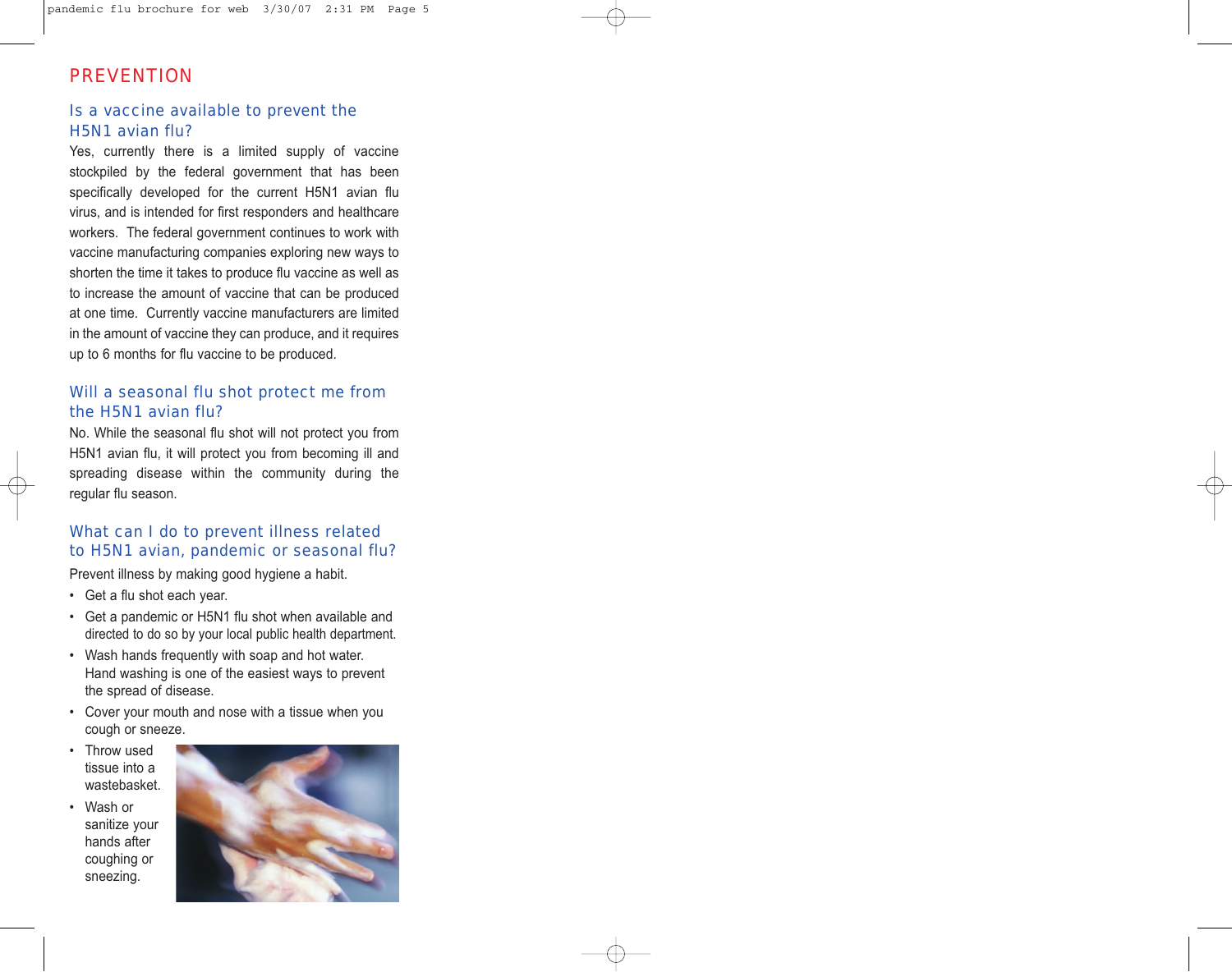# PREVENTION

## Is a vaccine available to prevent the H5N1 avian flu?

Yes, currently there is a limited supply of vaccine stockpiled by the federal government that has been specifically developed for the current H5N1 avian flu virus, and is intended for first responders and healthcare workers. The federal government continues to work with vaccine manufacturing companies exploring new ways to shorten the time it takes to produce flu vaccine as well as to increase the amount of vaccine that can be produced at one time. Currently vaccine manufacturers are limited in the amount of vaccine they can produce, and it requires up to 6 months for flu vaccine to be produced.

## Will a seasonal flu shot protect me from the H5N1 avian flu?

No. While the seasonal flu shot will not protect you from H5N1 avian flu, it will protect you from becoming ill and spreading disease within the community during the regular flu season.

## What can I do to prevent illness related to H5N1 avian, pandemic or seasonal flu?

Prevent illness by making good hygiene a habit.

- Get a flu shot each year.
- Get a pandemic or H5N1 flu shot when available and directed to do so by your local public health department.
- Wash hands frequently with soap and hot water. Hand washing is one of the easiest ways to prevent the spread of disease.
- Cover your mouth and nose with a tissue when you cough or sneeze.
- Throw used tissue into a wastebasket.
- Wash or sanitize your hands after coughing or sneezing.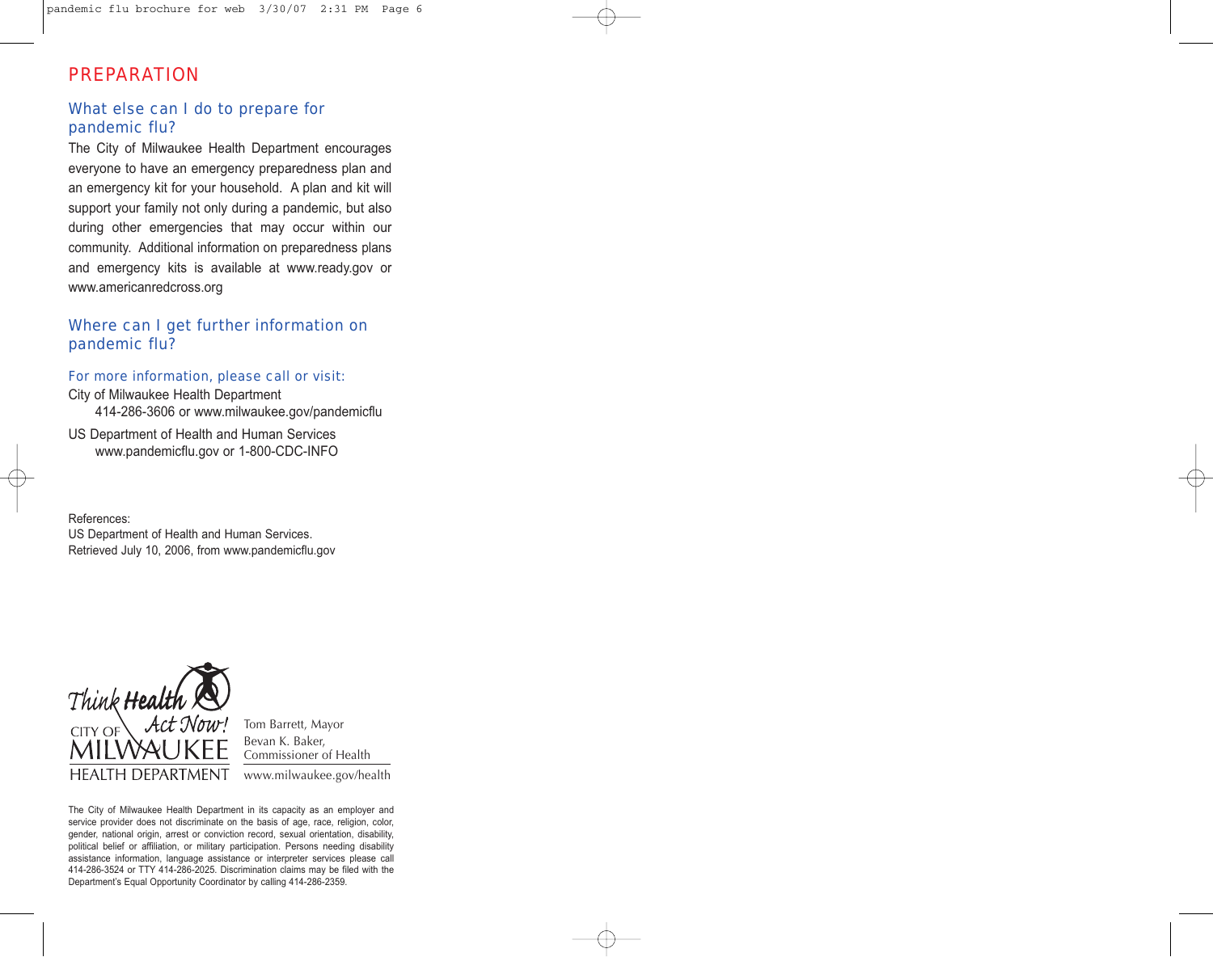# PREPARATION

## What else can I do to prepare for pandemic flu?

The City of Milwaukee Health Department encourages everyone to have an emergency preparedness plan and an emergency kit for your household. A plan and kit will support your family not only during a pandemic, but also during other emergencies that may occur within our community. Additional information on preparedness plans and emergency kits is available at www.ready.gov or www.americanredcross.org

## Where can I get further information on pandemic flu?

### For more information, please call or visit:

City of Milwaukee Health Department
414-286-3606 or www.milwaukee.gov/pandemicflu

US Department of Health and Human Services
www.pandemicflu.gov or 1-800-CDC-INFO

References:
US Department of Health and Human Services.
Retrieved July 10, 2006, from www.pandemicflu.gov

Think Health Act Now!
CITY OF MILWAUKEE HEALTH DEPARTMENT

Tom Barrett, Mayor
Bevan K. Baker, Commissioner of Health
www.milwaukee.gov/health

The City of Milwaukee Health Department in its capacity as an employer and service provider does not discriminate on the basis of age, race, religion, color, gender, national origin, arrest or conviction record, sexual orientation, disability, political belief or affiliation, or military participation. Persons needing disability assistance information, language assistance or interpreter services please call 414-286-3524 or TTY 414-286-2025. Discrimination claims may be filed with the Department's Equal Opportunity Coordinator by calling 414-286-2359.